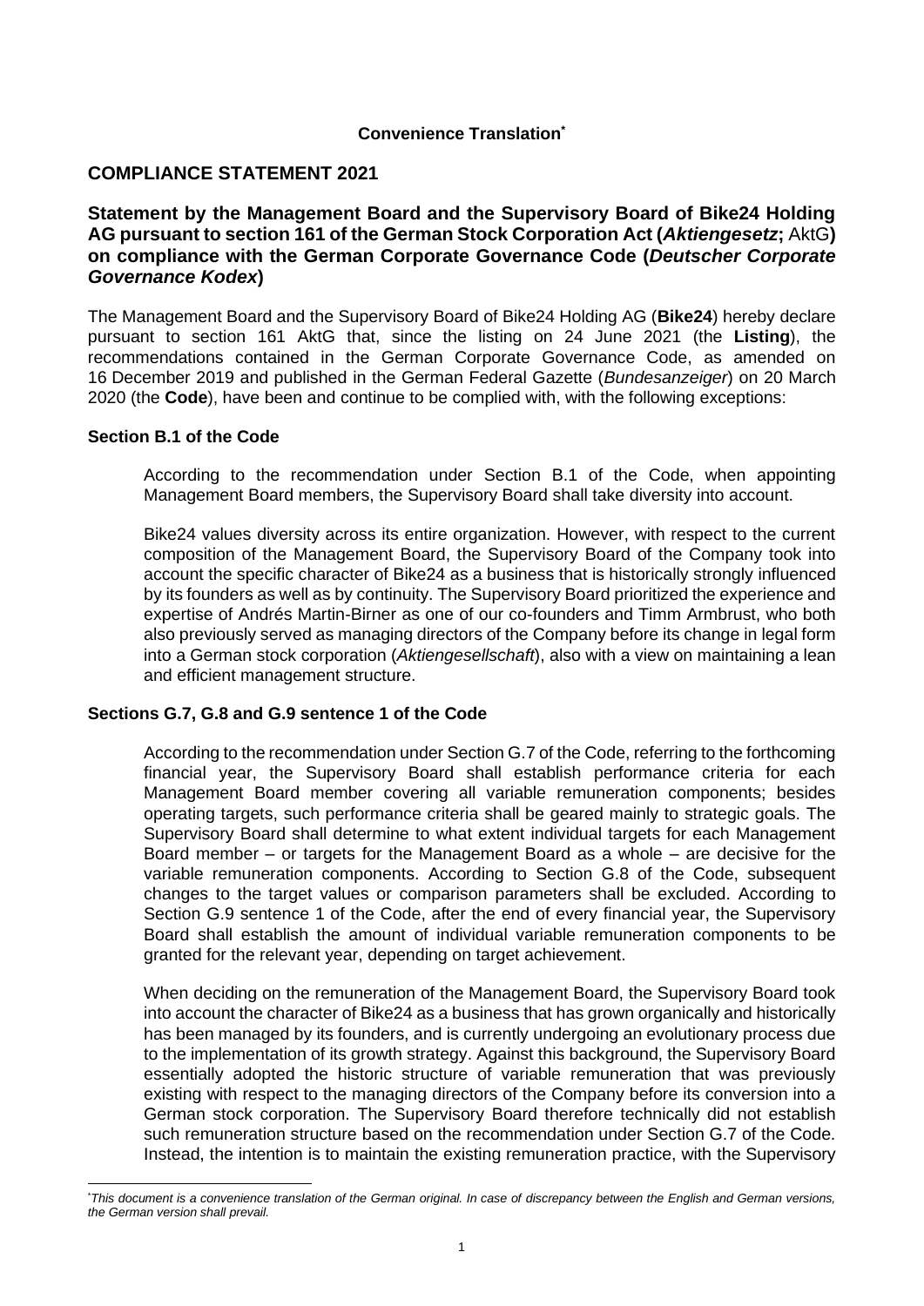**Convenience Translation**[*]

## COMPLIANCE STATEMENT 2021

### Statement by the Management Board and the Supervisory Board of Bike24 Holding AG pursuant to section 161 of the German Stock Corporation Act (*Aktiengesetz*; AktG) on compliance with the German Corporate Governance Code (*Deutscher Corporate Governance Kodex*)

The Management Board and the Supervisory Board of Bike24 Holding AG (**Bike24**) hereby declare pursuant to section 161 AktG that, since the listing on 24 June 2021 (the **Listing**), the recommendations contained in the German Corporate Governance Code, as amended on 16 December 2019 and published in the German Federal Gazette (*Bundesanzeiger*) on 20 March 2020 (the **Code**), have been and continue to be complied with, with the following exceptions:

#### Section B.1 of the Code

According to the recommendation under Section B.1 of the Code, when appointing Management Board members, the Supervisory Board shall take diversity into account.

Bike24 values diversity across its entire organization. However, with respect to the current composition of the Management Board, the Supervisory Board of the Company took into account the specific character of Bike24 as a business that is historically strongly influenced by its founders as well as by continuity. The Supervisory Board prioritized the experience and expertise of Andrés Martin-Birner as one of our co-founders and Timm Armbrust, who both also previously served as managing directors of the Company before its change in legal form into a German stock corporation (*Aktiengesellschaft*), also with a view on maintaining a lean and efficient management structure.

#### Sections G.7, G.8 and G.9 sentence 1 of the Code

According to the recommendation under Section G.7 of the Code, referring to the forthcoming financial year, the Supervisory Board shall establish performance criteria for each Management Board member covering all variable remuneration components; besides operating targets, such performance criteria shall be geared mainly to strategic goals. The Supervisory Board shall determine to what extent individual targets for each Management Board member – or targets for the Management Board as a whole – are decisive for the variable remuneration components. According to Section G.8 of the Code, subsequent changes to the target values or comparison parameters shall be excluded. According to Section G.9 sentence 1 of the Code, after the end of every financial year, the Supervisory Board shall establish the amount of individual variable remuneration components to be granted for the relevant year, depending on target achievement.

When deciding on the remuneration of the Management Board, the Supervisory Board took into account the character of Bike24 as a business that has grown organically and historically has been managed by its founders, and is currently undergoing an evolutionary process due to the implementation of its growth strategy. Against this background, the Supervisory Board essentially adopted the historic structure of variable remuneration that was previously existing with respect to the managing directors of the Company before its conversion into a German stock corporation. The Supervisory Board therefore technically did not establish such remuneration structure based on the recommendation under Section G.7 of the Code. Instead, the intention is to maintain the existing remuneration practice, with the Supervisory

[*] *This document is a convenience translation of the German original. In case of discrepancy between the English and German versions, the German version shall prevail.*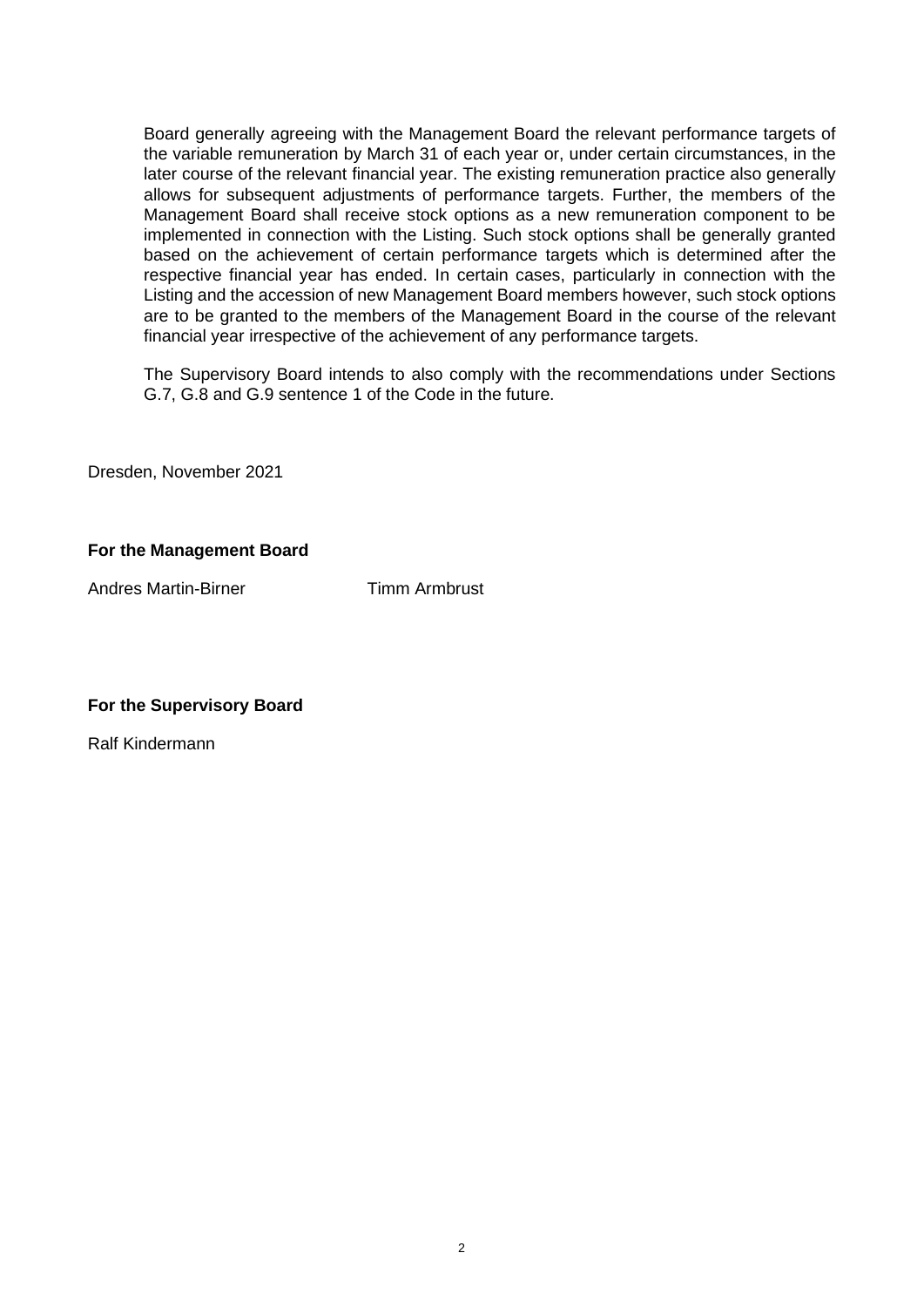Board generally agreeing with the Management Board the relevant performance targets of the variable remuneration by March 31 of each year or, under certain circumstances, in the later course of the relevant financial year. The existing remuneration practice also generally allows for subsequent adjustments of performance targets. Further, the members of the Management Board shall receive stock options as a new remuneration component to be implemented in connection with the Listing. Such stock options shall be generally granted based on the achievement of certain performance targets which is determined after the respective financial year has ended. In certain cases, particularly in connection with the Listing and the accession of new Management Board members however, such stock options are to be granted to the members of the Management Board in the course of the relevant financial year irrespective of the achievement of any performance targets.

The Supervisory Board intends to also comply with the recommendations under Sections G.7, G.8 and G.9 sentence 1 of the Code in the future.

Dresden, November 2021

**For the Management Board**

Andres Martin-Birner Timm Armbrust

**For the Supervisory Board**

Ralf Kindermann